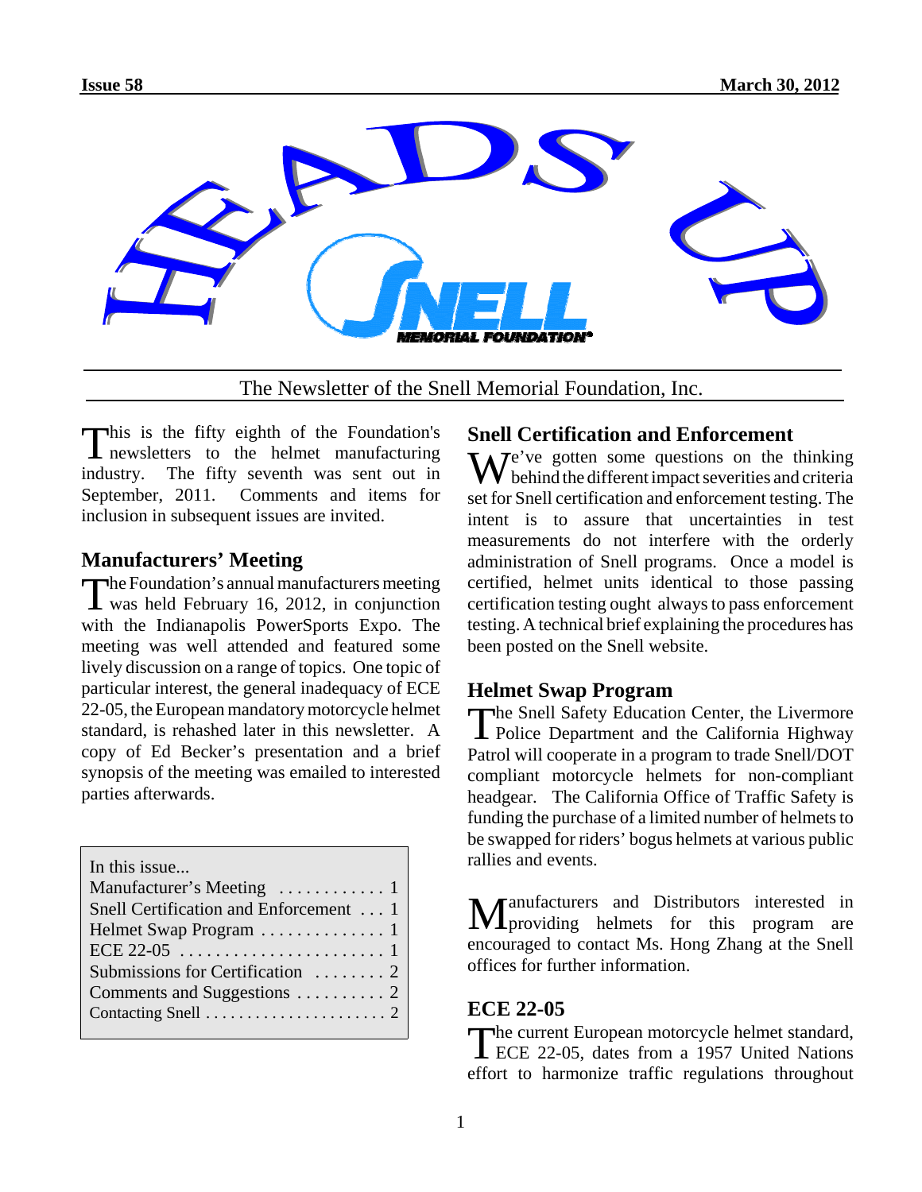Issue 58 March 30, 2012

# HEADS UP

The Newsletter of the Snell Memorial Foundation, Inc.

This is the fifty eighth of the Foundation's newsletters to the helmet manufacturing industry. The fifty seventh was sent out in September, 2011. Comments and items for inclusion in subsequent issues are invited.

## Manufacturers' Meeting

The Foundation's annual manufacturers meeting was held February 16, 2012, in conjunction with the Indianapolis PowerSports Expo. The meeting was well attended and featured some lively discussion on a range of topics. One topic of particular interest, the general inadequacy of ECE 22-05, the European mandatory motorcycle helmet standard, is rehashed later in this newsletter. A copy of Ed Becker's presentation and a brief synopsis of the meeting was emailed to interested parties afterwards.

In this issue...
- Manufacturer's Meeting ............ 1
- Snell Certification and Enforcement ... 1
- Helmet Swap Program .............. 1
- ECE 22-05 ........................ 1
- Submissions for Certification ........ 2
- Comments and Suggestions .......... 2
- Contacting Snell ..................... 2

## Snell Certification and Enforcement

We've gotten some questions on the thinking behind the different impact severities and criteria set for Snell certification and enforcement testing. The intent is to assure that uncertainties in test measurements do not interfere with the orderly administration of Snell programs. Once a model is certified, helmet units identical to those passing certification testing ought always to pass enforcement testing. A technical brief explaining the procedures has been posted on the Snell website.

## Helmet Swap Program

The Snell Safety Education Center, the Livermore Police Department and the California Highway Patrol will cooperate in a program to trade Snell/DOT compliant motorcycle helmets for non-compliant headgear. The California Office of Traffic Safety is funding the purchase of a limited number of helmets to be swapped for riders' bogus helmets at various public rallies and events.

Manufacturers and Distributors interested in providing helmets for this program are encouraged to contact Ms. Hong Zhang at the Snell offices for further information.

## ECE 22-05

The current European motorcycle helmet standard, ECE 22-05, dates from a 1957 United Nations effort to harmonize traffic regulations throughout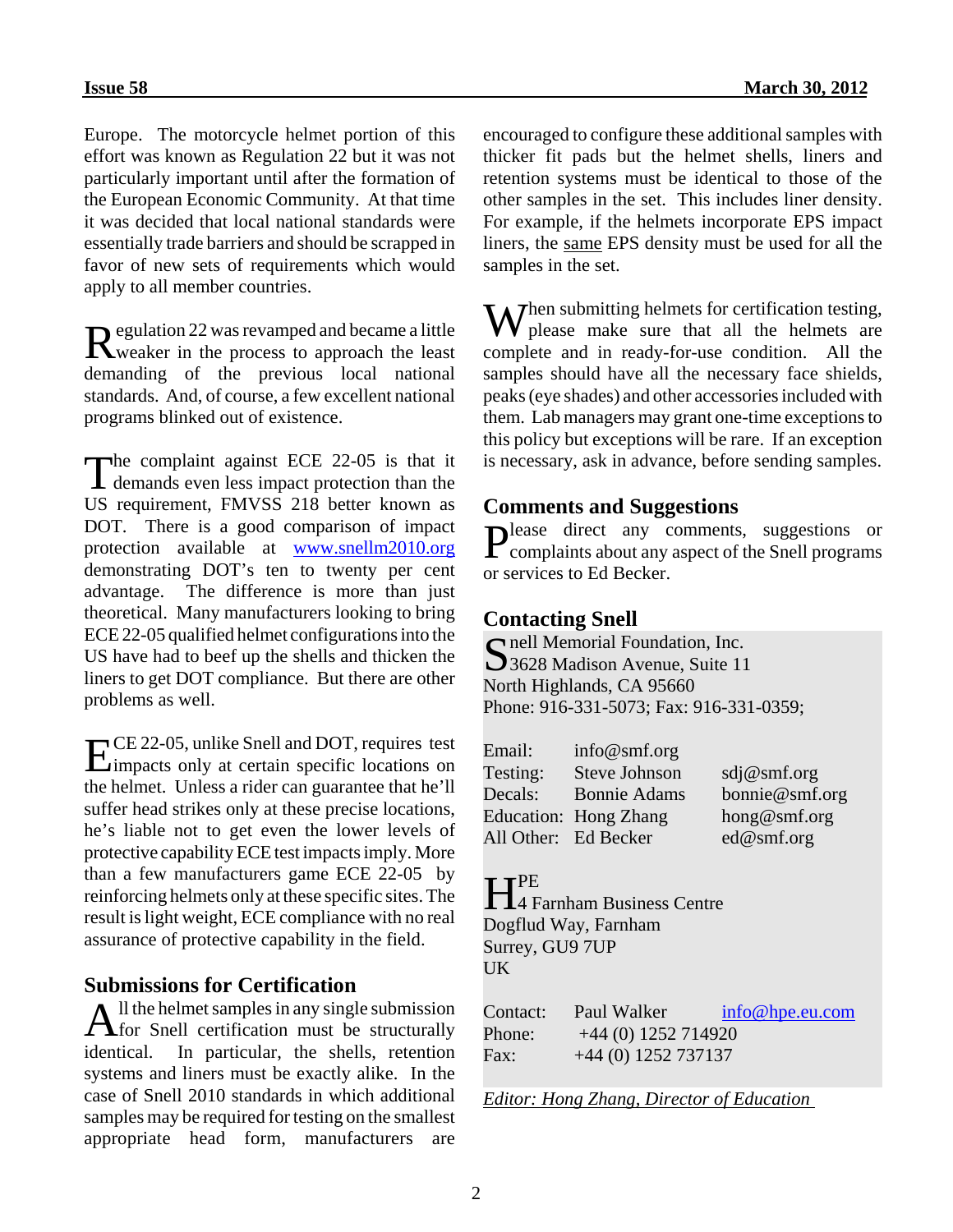Europe. The motorcycle helmet portion of this effort was known as Regulation 22 but it was not particularly important until after the formation of the European Economic Community. At that time it was decided that local national standards were essentially trade barriers and should be scrapped in favor of new sets of requirements which would apply to all member countries.

Regulation 22 was revamped and became a little weaker in the process to approach the least demanding of the previous local national standards. And, of course, a few excellent national programs blinked out of existence.

The complaint against ECE 22-05 is that it demands even less impact protection than the US requirement, FMVSS 218 better known as DOT. There is a good comparison of impact protection available at www.snellm2010.org demonstrating DOT's ten to twenty per cent advantage. The difference is more than just theoretical. Many manufacturers looking to bring ECE 22-05 qualified helmet configurations into the US have had to beef up the shells and thicken the liners to get DOT compliance. But there are other problems as well.

ECE 22-05, unlike Snell and DOT, requires test impacts only at certain specific locations on the helmet. Unless a rider can guarantee that he'll suffer head strikes only at these precise locations, he's liable not to get even the lower levels of protective capability ECE test impacts imply. More than a few manufacturers game ECE 22-05 by reinforcing helmets only at these specific sites. The result is light weight, ECE compliance with no real assurance of protective capability in the field.

## Submissions for Certification

All the helmet samples in any single submission for Snell certification must be structurally identical. In particular, the shells, retention systems and liners must be exactly alike. In the case of Snell 2010 standards in which additional samples may be required for testing on the smallest appropriate head form, manufacturers are encouraged to configure these additional samples with thicker fit pads but the helmet shells, liners and retention systems must be identical to those of the other samples in the set. This includes liner density. For example, if the helmets incorporate EPS impact liners, the same EPS density must be used for all the samples in the set.

When submitting helmets for certification testing, please make sure that all the helmets are complete and in ready-for-use condition. All the samples should have all the necessary face shields, peaks (eye shades) and other accessories included with them. Lab managers may grant one-time exceptions to this policy but exceptions will be rare. If an exception is necessary, ask in advance, before sending samples.

## Comments and Suggestions

Please direct any comments, suggestions or complaints about any aspect of the Snell programs or services to Ed Becker.

## Contacting Snell

Snell Memorial Foundation, Inc.
3628 Madison Avenue, Suite 11
North Highlands, CA 95660
Phone: 916-331-5073; Fax: 916-331-0359;

| | | |
|---|---|---|
| Email: | info@smf.org | |
| Testing: | Steve Johnson | sdj@smf.org |
| Decals: | Bonnie Adams | bonnie@smf.org |
| Education: | Hong Zhang | hong@smf.org |
| All Other: | Ed Becker | ed@smf.org |

HPE
4 Farnham Business Centre
Dogflud Way, Farnham
Surrey, GU9 7UP
UK

| | | |
|---|---|---|
| Contact: | Paul Walker | info@hpe.eu.com |
| Phone: | +44 (0) 1252 714920 | |
| Fax: | +44 (0) 1252 737137 | |

*Editor: Hong Zhang, Director of Education*